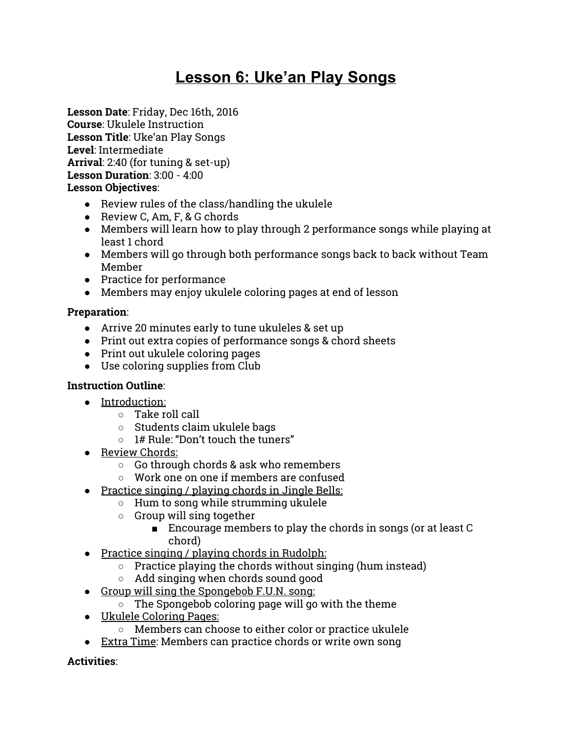# Lesson 6: Uke'an Play Songs

**Lesson Date**: Friday, Dec 16th, 2016
**Course**: Ukulele Instruction
**Lesson Title**: Uke'an Play Songs
**Level**: Intermediate
**Arrival**: 2:40 (for tuning & set-up)
**Lesson Duration**: 3:00 - 4:00
**Lesson Objectives**:

- Review rules of the class/handling the ukulele
- Review C, Am, F, & G chords
- Members will learn how to play through 2 performance songs while playing at least 1 chord
- Members will go through both performance songs back to back without Team Member
- Practice for performance
- Members may enjoy ukulele coloring pages at end of lesson

**Preparation**:

- Arrive 20 minutes early to tune ukuleles & set up
- Print out extra copies of performance songs & chord sheets
- Print out ukulele coloring pages
- Use coloring supplies from Club

**Instruction Outline**:

- Introduction:
  - Take roll call
  - Students claim ukulele bags
  - 1# Rule: "Don't touch the tuners"
- Review Chords:
  - Go through chords & ask who remembers
  - Work one on one if members are confused
- Practice singing / playing chords in Jingle Bells:
  - Hum to song while strumming ukulele
  - Group will sing together
    - Encourage members to play the chords in songs (or at least C chord)
- Practice singing / playing chords in Rudolph:
  - Practice playing the chords without singing (hum instead)
  - Add singing when chords sound good
- Group will sing the Spongebob F.U.N. song:
  - The Spongebob coloring page will go with the theme
- Ukulele Coloring Pages:
  - Members can choose to either color or practice ukulele
- Extra Time: Members can practice chords or write own song

**Activities**: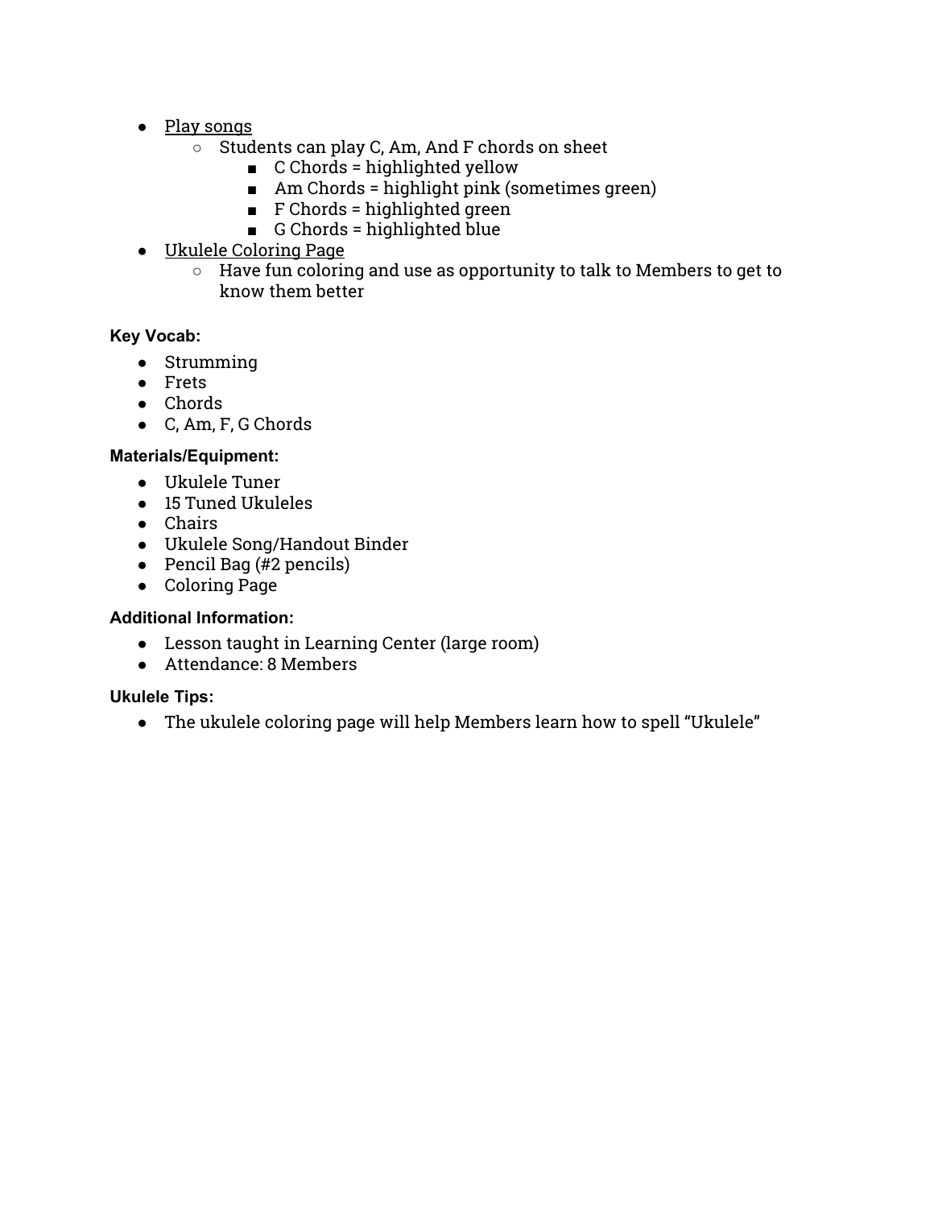- Play songs
  - Students can play C, Am, And F chords on sheet
    - C Chords = highlighted yellow
    - Am Chords = highlight pink (sometimes green)
    - F Chords = highlighted green
    - G Chords = highlighted blue
- Ukulele Coloring Page
  - Have fun coloring and use as opportunity to talk to Members to get to know them better

**Key Vocab:**

- Strumming
- Frets
- Chords
- C, Am, F, G Chords

**Materials/Equipment:**

- Ukulele Tuner
- 15 Tuned Ukuleles
- Chairs
- Ukulele Song/Handout Binder
- Pencil Bag (#2 pencils)
- Coloring Page

**Additional Information:**

- Lesson taught in Learning Center (large room)
- Attendance: 8 Members

**Ukulele Tips:**

- The ukulele coloring page will help Members learn how to spell "Ukulele"